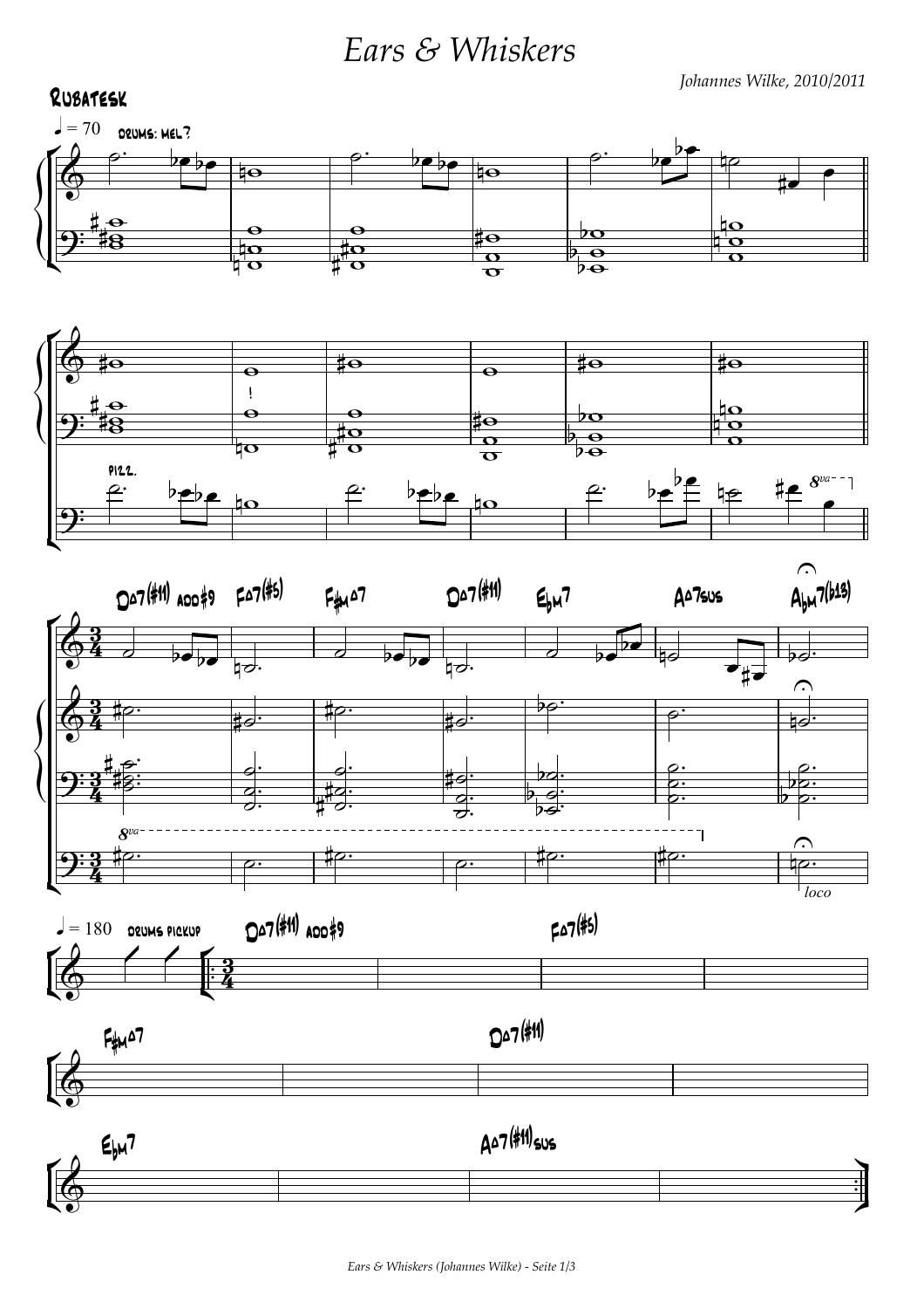# Ears & Whiskers

*Johannes Wilke, 2010/2011*

**Rubatesk**

♩ = 70 drums: mel?

pizz.

$8^{va}$

D△7(#11) add#9 F△7(#5) F#m△7 D△7(#11) E♭m7 A△7sus A♭m7(b13)

$8^{va}$

*loco*

♩ = 180 drums pickup

D△7(#11) add#9 F△7(#5)

F#m△7 D△7(#11)

E♭m7 A△7(#11)sus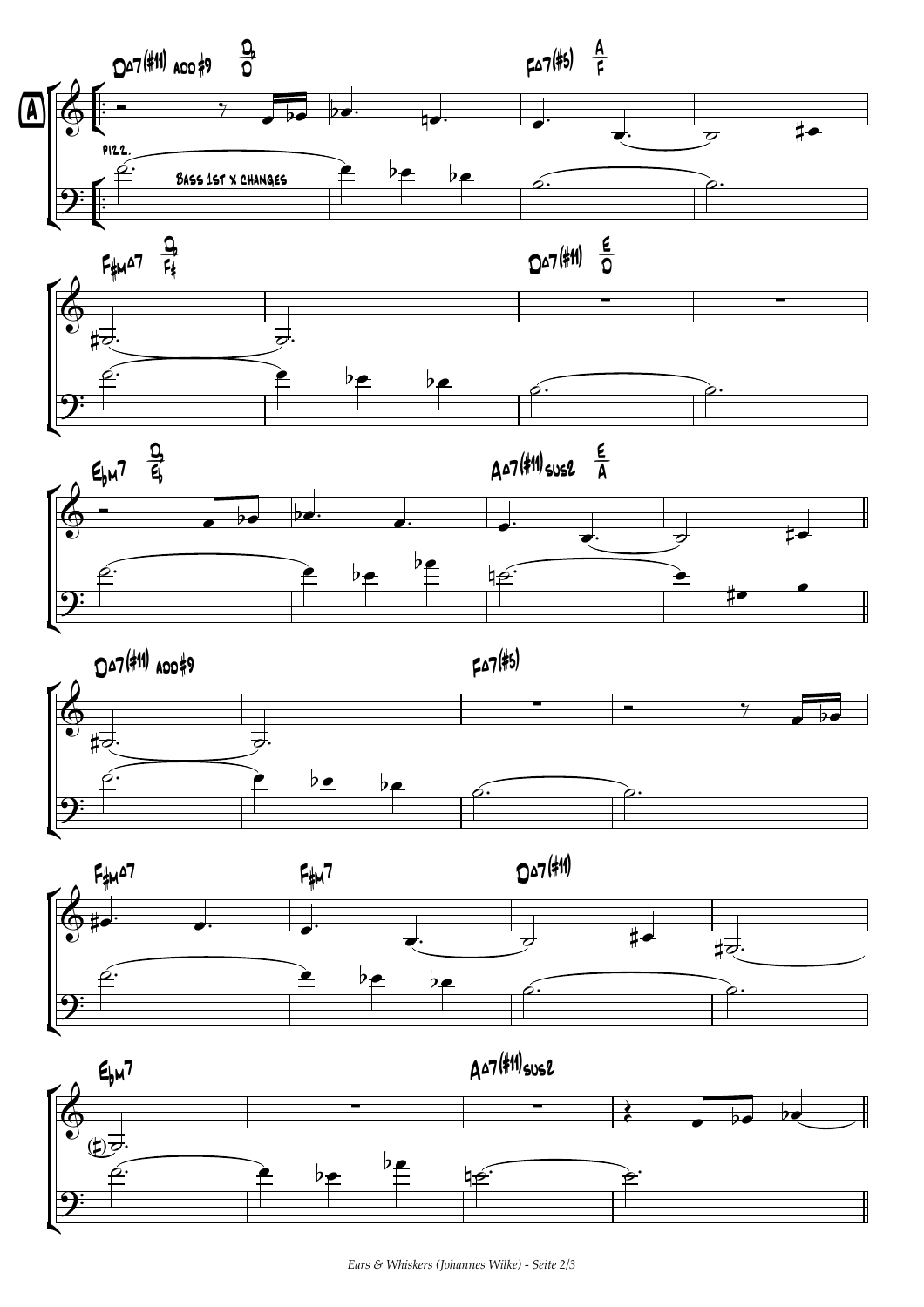**A**

DΔ7(#11) add #9 — D♭/D — FΔ7(#5) — A/F

pizz.

Bass 1st x changes

F#mΔ7 — D♭/F# — DΔ7(#11) — E/D

E♭m7 — D♭/E♭ — AΔ7(#11)sus2 — E/A

DΔ7(#11) add #9 — FΔ7(#5)

F#mΔ7 — F#m7 — DΔ7(#11)

E♭m7 — AΔ7(#11)sus2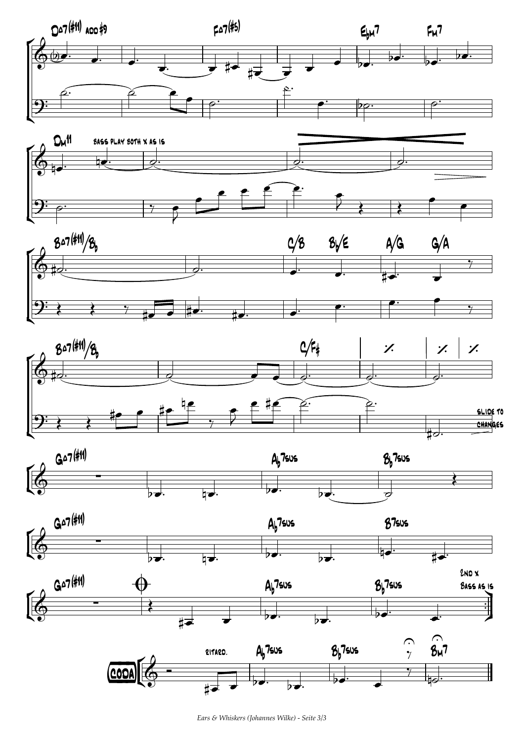DΔ7(♯11) ADD ♯9
FΔ7(♯5)
E♭M7
FM7

DM11
BASS PLAY BOTH X AS IS

BΔ7(♯11)/B♭
C/B
B♭/E
A/G
G/A

BΔ7(♯11)/B♭
C/F♯
SLIDE TO CHANGES

GΔ7(♯11)
A♭7SUS
B♭7SUS

GΔ7(♯11)
A♭7SUS
B7SUS

GΔ7(♯11)
A♭7SUS
B♭7SUS
2ND X BASS AS IS

CODA
RITARD.
A♭7SUS
B♭7SUS
BM7